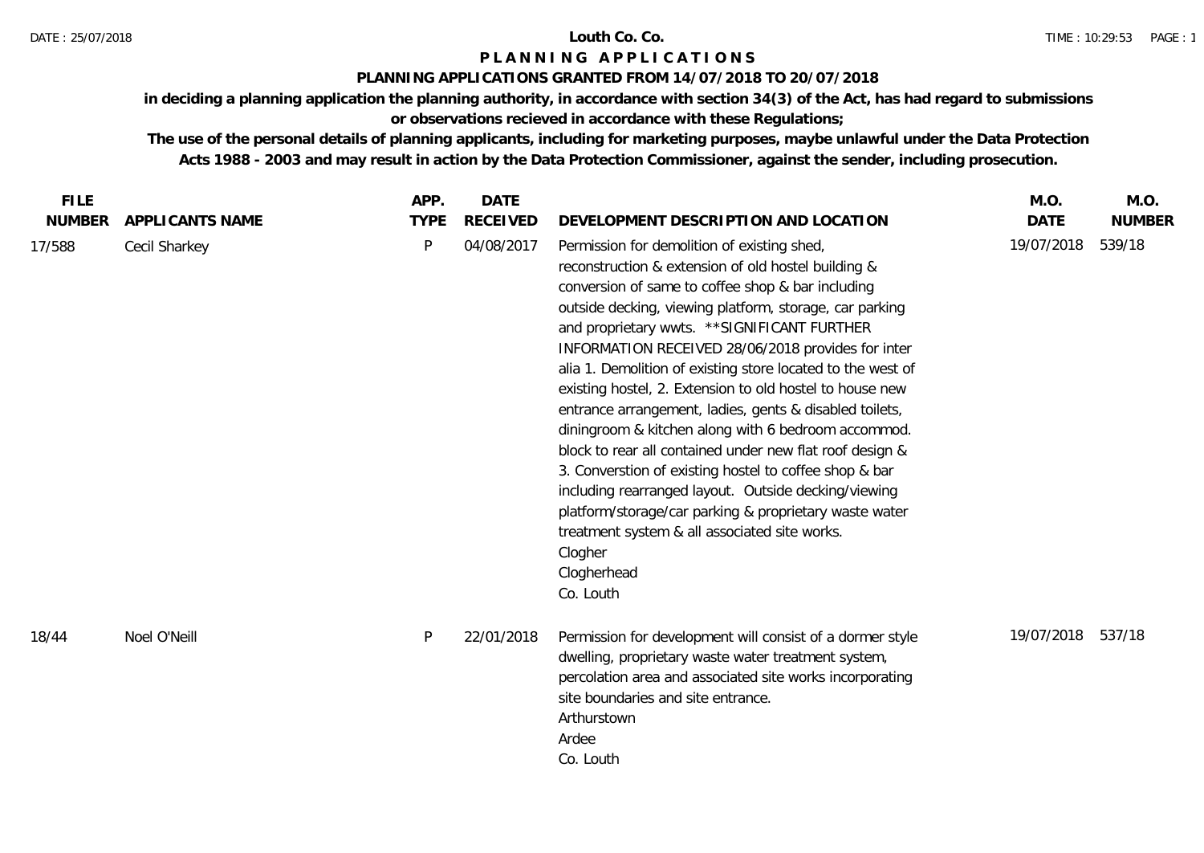# Louth Co. Co.

## PLANNING APPLICATIONS

### PLANNING APPLICATIONS GRANTED FROM 14/07/2018 TO 20/07/2018

**in deciding a planning application the planning authority, in accordance with section 34(3) of the Act, has had regard to submissions or observations recieved in accordance with these Regulations;**

**The use of the personal details of planning applicants, including for marketing purposes, maybe unlawful under the Data Protection Acts 1988 - 2003 and may result in action by the Data Protection Commissioner, against the sender, including prosecution.**

| FILE NUMBER | APPLICANTS NAME | APP. TYPE | DATE RECEIVED | DEVELOPMENT DESCRIPTION AND LOCATION | M.O. DATE | M.O. NUMBER |
|---|---|---|---|---|---|---|
| 17/588 | Cecil Sharkey | P | 04/08/2017 | Permission for demolition of existing shed, reconstruction & extension of old hostel building & conversion of same to coffee shop & bar including outside decking, viewing platform, storage, car parking and proprietary wwts. **SIGNIFICANT FURTHER INFORMATION RECEIVED 28/06/2018 provides for inter alia 1. Demolition of existing store located to the west of existing hostel, 2. Extension to old hostel to house new entrance arrangement, ladies, gents & disabled toilets, diningroom & kitchen along with 6 bedroom accommod. block to rear all contained under new flat roof design & 3. Converstion of existing hostel to coffee shop & bar including rearranged layout. Outside decking/viewing platform/storage/car parking & proprietary waste water treatment system & all associated site works.<br>Clogher<br>Clogherhead<br>Co. Louth | 19/07/2018 | 539/18 |
| 18/44 | Noel O'Neill | P | 22/01/2018 | Permission for development will consist of a dormer style dwelling, proprietary waste water treatment system, percolation area and associated site works incorporating site boundaries and site entrance.<br>Arthurstown<br>Ardee<br>Co. Louth | 19/07/2018 | 537/18 |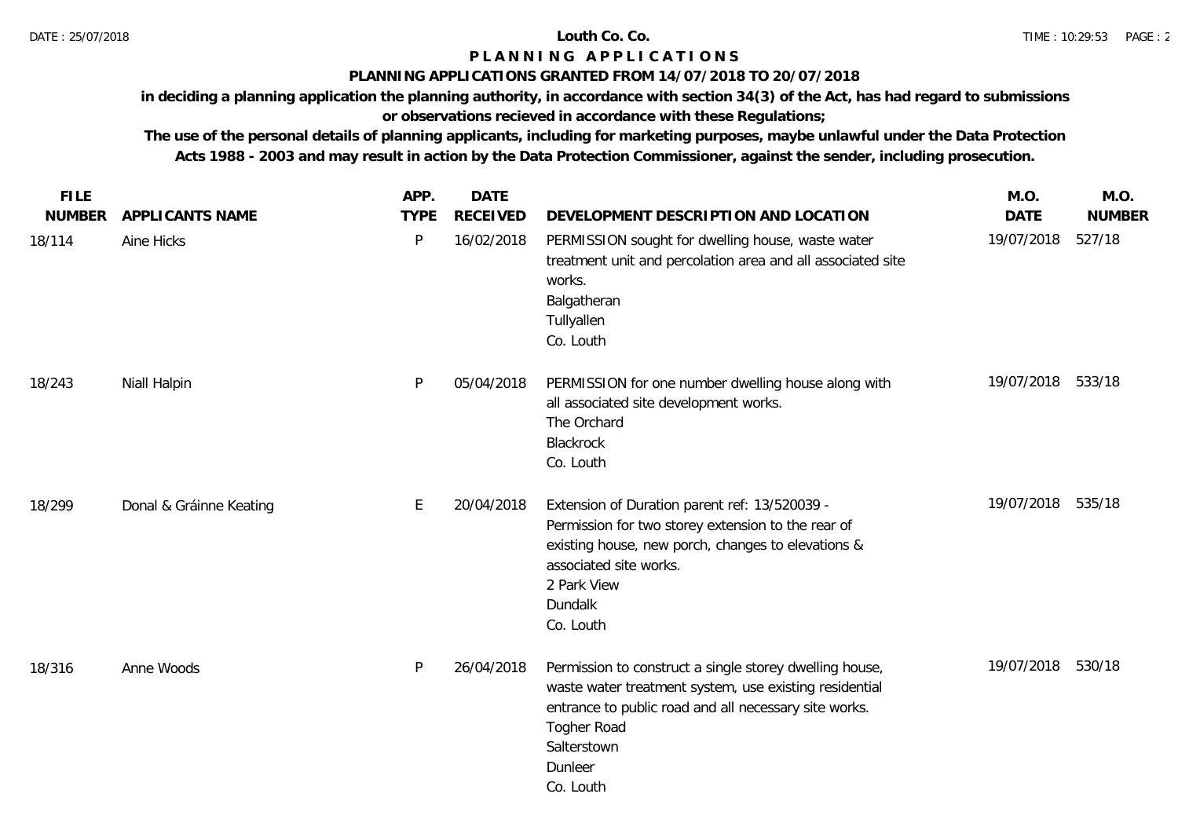DATE : 25/07/2018

# Louth Co. Co.

## PLANNING APPLICATIONS

### PLANNING APPLICATIONS GRANTED FROM 14/07/2018 TO 20/07/2018

**in deciding a planning application the planning authority, in accordance with section 34(3) of the Act, has had regard to submissions or observations recieved in accordance with these Regulations;**

**The use of the personal details of planning applicants, including for marketing purposes, maybe unlawful under the Data Protection Acts 1988 - 2003 and may result in action by the Data Protection Commissioner, against the sender, including prosecution.**

| FILE NUMBER | APPLICANTS NAME | APP. TYPE | DATE RECEIVED | DEVELOPMENT DESCRIPTION AND LOCATION | M.O. DATE | M.O. NUMBER |
|---|---|---|---|---|---|---|
| 18/114 | Aine Hicks | P | 16/02/2018 | PERMISSION sought for dwelling house, waste water treatment unit and percolation area and all associated site works.<br>Balgatheran<br>Tullyallen<br>Co. Louth | 19/07/2018 | 527/18 |
| 18/243 | Niall Halpin | P | 05/04/2018 | PERMISSION for one number dwelling house along with all associated site development works.<br>The Orchard<br>Blackrock<br>Co. Louth | 19/07/2018 | 533/18 |
| 18/299 | Donal & Gráinne Keating | E | 20/04/2018 | Extension of Duration parent ref: 13/520039 - Permission for two storey extension to the rear of existing house, new porch, changes to elevations & associated site works.<br>2 Park View<br>Dundalk<br>Co. Louth | 19/07/2018 | 535/18 |
| 18/316 | Anne Woods | P | 26/04/2018 | Permission to construct a single storey dwelling house, waste water treatment system, use existing residential entrance to public road and all necessary site works.<br>Togher Road<br>Salterstown<br>Dunleer<br>Co. Louth | 19/07/2018 | 530/18 |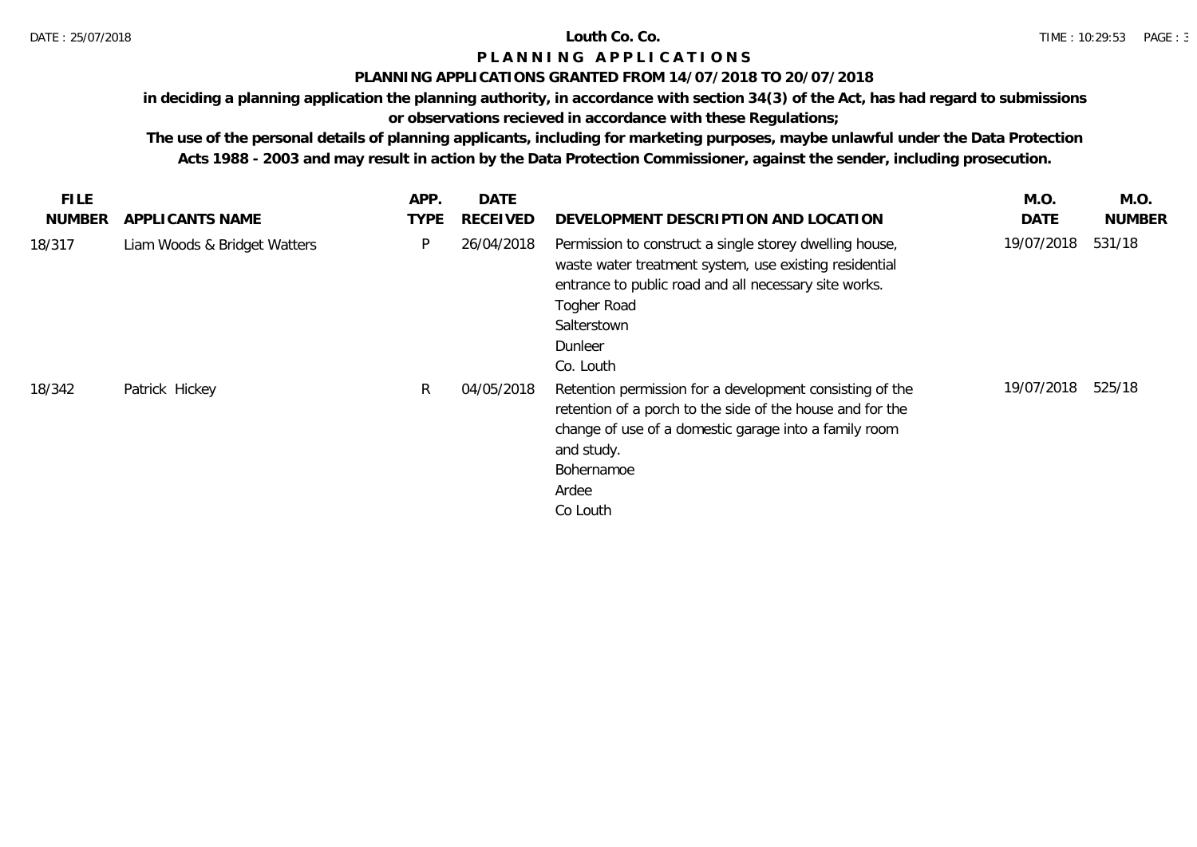**Louth Co. Co.**

# PLANNING APPLICATIONS

**PLANNING APPLICATIONS GRANTED FROM 14/07/2018 TO 20/07/2018**

**in deciding a planning application the planning authority, in accordance with section 34(3) of the Act, has had regard to submissions or observations recieved in accordance with these Regulations;**

**The use of the personal details of planning applicants, including for marketing purposes, maybe unlawful under the Data Protection Acts 1988 - 2003 and may result in action by the Data Protection Commissioner, against the sender, including prosecution.**

| FILE NUMBER | APPLICANTS NAME | APP. TYPE | DATE RECEIVED | DEVELOPMENT DESCRIPTION AND LOCATION | M.O. DATE | M.O. NUMBER |
|---|---|---|---|---|---|---|
| 18/317 | Liam Woods & Bridget Watters | P | 26/04/2018 | Permission to construct a single storey dwelling house, waste water treatment system, use existing residential entrance to public road and all necessary site works.<br>Togher Road<br>Salterstown<br>Dunleer<br>Co. Louth | 19/07/2018 | 531/18 |
| 18/342 | Patrick Hickey | R | 04/05/2018 | Retention permission for a development consisting of the retention of a porch to the side of the house and for the change of use of a domestic garage into a family room and study.<br>Bohernamoe<br>Ardee<br>Co Louth | 19/07/2018 | 525/18 |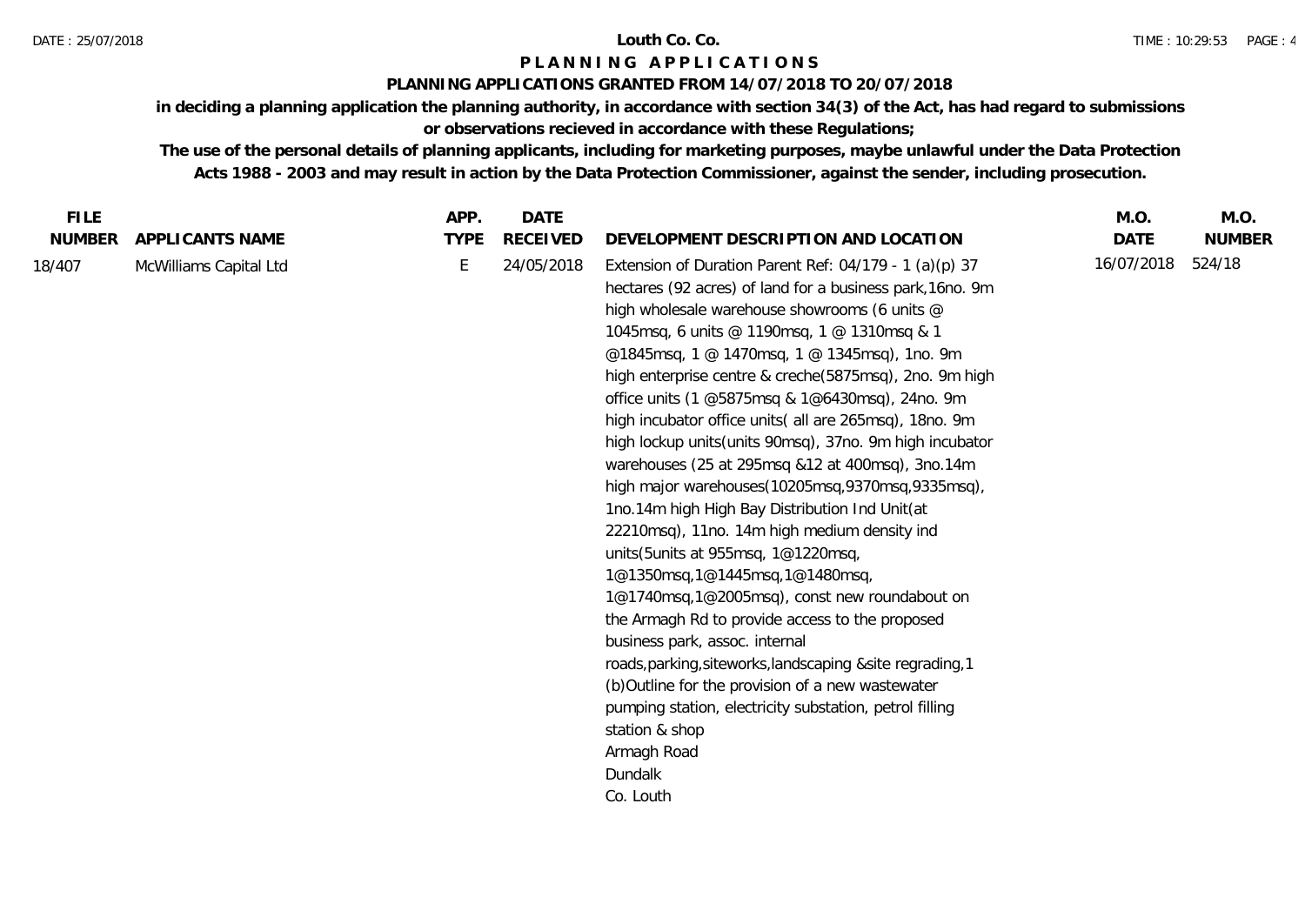Louth Co. Co.

**P L A N N I N G   A P P L I C A T I O N S**

**PLANNING APPLICATIONS GRANTED FROM 14/07/2018 TO 20/07/2018**

**in deciding a planning application the planning authority, in accordance with section 34(3) of the Act, has had regard to submissions or observations recieved in accordance with these Regulations;**

**The use of the personal details of planning applicants, including for marketing purposes, maybe unlawful under the Data Protection Acts 1988 - 2003 and may result in action by the Data Protection Commissioner, against the sender, including prosecution.**

| FILE NUMBER | APPLICANTS NAME | APP. TYPE | DATE RECEIVED | DEVELOPMENT DESCRIPTION AND LOCATION | M.O. DATE | M.O. NUMBER |
|---|---|---|---|---|---|---|
| 18/407 | McWilliams Capital Ltd | E | 24/05/2018 | Extension of Duration Parent Ref: 04/179 - 1 (a)(p) 37 hectares (92 acres) of land for a business park,16no. 9m high wholesale warehouse showrooms (6 units @ 1045msq, 6 units @ 1190msq, 1 @ 1310msq & 1 @1845msq, 1 @ 1470msq, 1 @ 1345msq), 1no. 9m high enterprise centre & creche(5875msq), 2no. 9m high office units (1 @5875msq & 1@6430msq), 24no. 9m high incubator office units( all are 265msq), 18no. 9m high lockup units(units 90msq), 37no. 9m high incubator warehouses (25 at 295msq &12 at 400msq), 3no.14m high major warehouses(10205msq,9370msq,9335msq), 1no.14m high High Bay Distribution Ind Unit(at 22210msq), 11no. 14m high medium density ind units(5units at 955msq, 1@1220msq, 1@1350msq,1@1445msq,1@1480msq, 1@1740msq,1@2005msq), const new roundabout on the Armagh Rd to provide access to the proposed business park, assoc. internal roads,parking,siteworks,landscaping &site regrading,1 (b)Outline for the provision of a new wastewater pumping station, electricity substation, petrol filling station & shop<br>Armagh Road<br>Dundalk<br>Co. Louth | 16/07/2018 | 524/18 |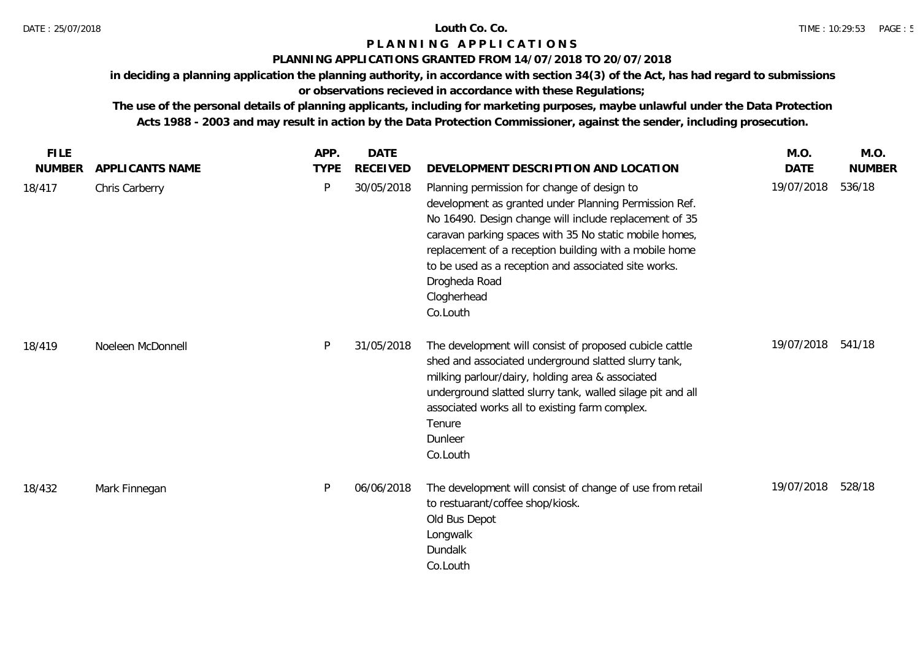# Louth Co. Co.

## P L A N N I N G  A P P L I C A T I O N S

### PLANNING APPLICATIONS GRANTED FROM 14/07/2018 TO 20/07/2018

**in deciding a planning application the planning authority, in accordance with section 34(3) of the Act, has had regard to submissions or observations recieved in accordance with these Regulations;**

**The use of the personal details of planning applicants, including for marketing purposes, maybe unlawful under the Data Protection Acts 1988 - 2003 and may result in action by the Data Protection Commissioner, against the sender, including prosecution.**

| FILE NUMBER | APPLICANTS NAME | APP. TYPE | DATE RECEIVED | DEVELOPMENT DESCRIPTION AND LOCATION | M.O. DATE | M.O. NUMBER |
|---|---|---|---|---|---|---|
| 18/417 | Chris Carberry | P | 30/05/2018 | Planning permission for change of design to development as granted under Planning Permission Ref. No 16490. Design change will include replacement of 35 caravan parking spaces with 35 No static mobile homes, replacement of a reception building with a mobile home to be used as a reception and associated site works.<br>Drogheda Road<br>Clogherhead<br>Co.Louth | 19/07/2018 | 536/18 |
| 18/419 | Noeleen McDonnell | P | 31/05/2018 | The development will consist of proposed cubicle cattle shed and associated underground slatted slurry tank, milking parlour/dairy, holding area & associated underground slatted slurry tank, walled silage pit and all associated works all to existing farm complex.<br>Tenure<br>Dunleer<br>Co.Louth | 19/07/2018 | 541/18 |
| 18/432 | Mark Finnegan | P | 06/06/2018 | The development will consist of change of use from retail to restuarant/coffee shop/kiosk.<br>Old Bus Depot<br>Longwalk<br>Dundalk<br>Co.Louth | 19/07/2018 | 528/18 |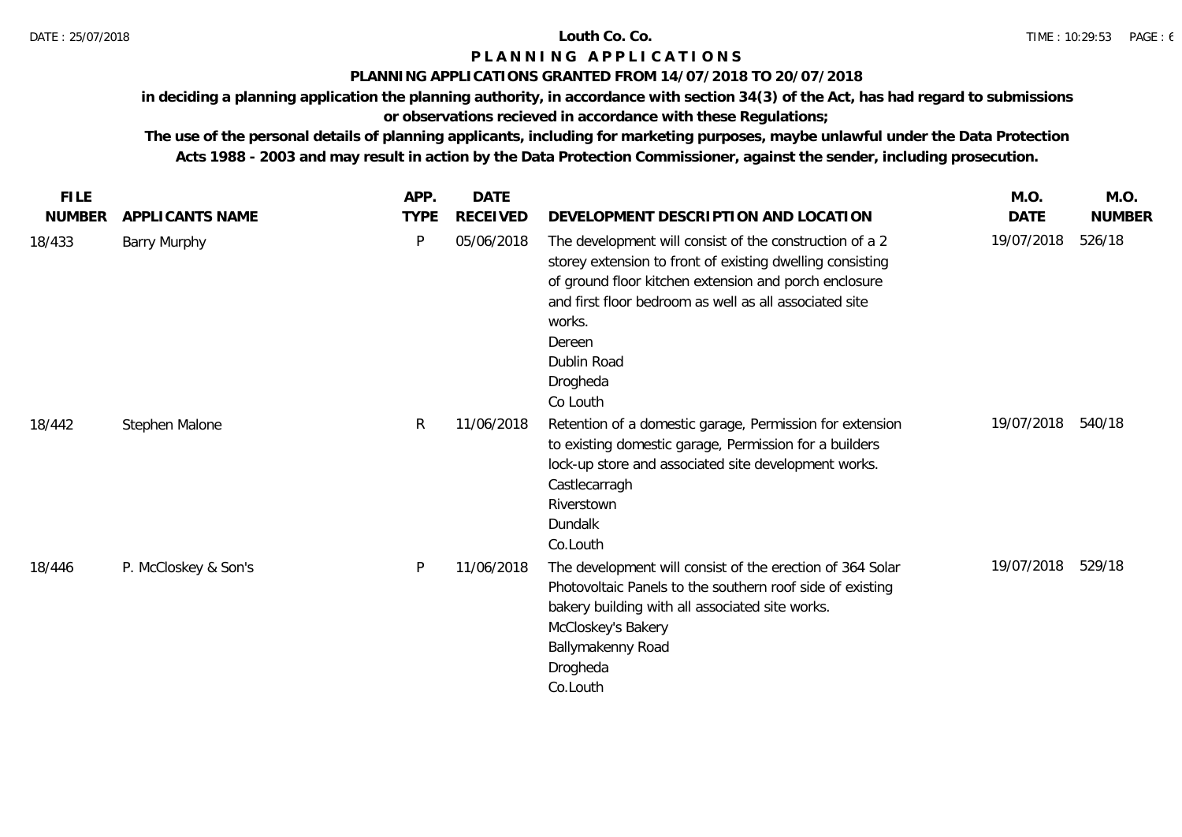**Louth Co. Co.**

# PLANNING APPLICATIONS

## PLANNING APPLICATIONS GRANTED FROM 14/07/2018 TO 20/07/2018

**in deciding a planning application the planning authority, in accordance with section 34(3) of the Act, has had regard to submissions or observations recieved in accordance with these Regulations;**

**The use of the personal details of planning applicants, including for marketing purposes, maybe unlawful under the Data Protection Acts 1988 - 2003 and may result in action by the Data Protection Commissioner, against the sender, including prosecution.**

| FILE NUMBER | APPLICANTS NAME | APP. TYPE | DATE RECEIVED | DEVELOPMENT DESCRIPTION AND LOCATION | M.O. DATE | M.O. NUMBER |
|---|---|---|---|---|---|---|
| 18/433 | Barry Murphy | P | 05/06/2018 | The development will consist of the construction of a 2 storey extension to front of existing dwelling consisting of ground floor kitchen extension and porch enclosure and first floor bedroom as well as all associated site works.<br>Dereen<br>Dublin Road<br>Drogheda<br>Co Louth | 19/07/2018 | 526/18 |
| 18/442 | Stephen Malone | R | 11/06/2018 | Retention of a domestic garage, Permission for extension to existing domestic garage, Permission for a builders lock-up store and associated site development works.<br>Castlecarragh<br>Riverstown<br>Dundalk<br>Co.Louth | 19/07/2018 | 540/18 |
| 18/446 | P. McCloskey & Son's | P | 11/06/2018 | The development will consist of the erection of 364 Solar Photovoltaic Panels to the southern roof side of existing bakery building with all associated site works.<br>McCloskey's Bakery<br>Ballymakenny Road<br>Drogheda<br>Co.Louth | 19/07/2018 | 529/18 |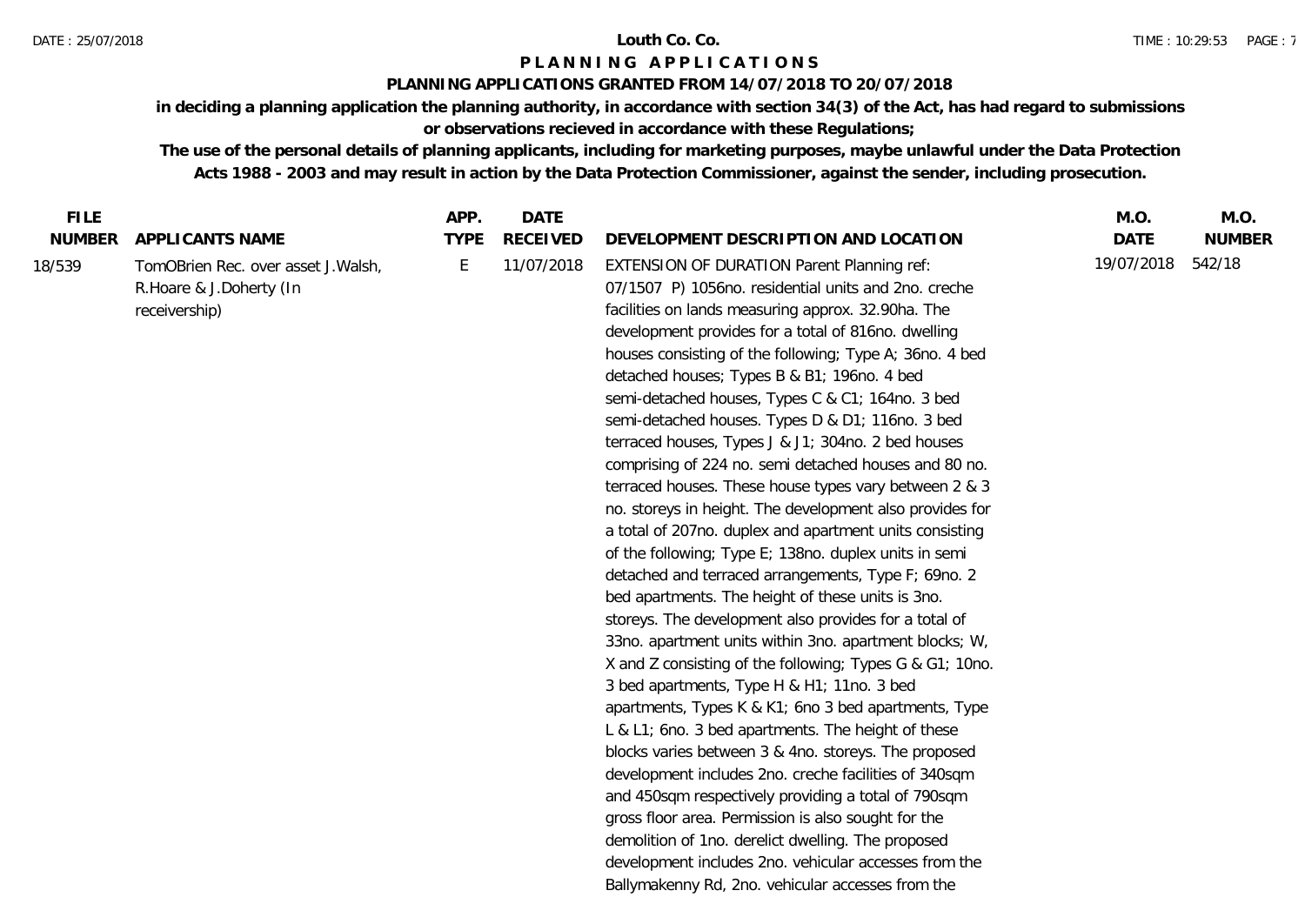**Louth Co. Co.**

**P L A N N I N G  A P P L I C A T I O N S**

**PLANNING APPLICATIONS GRANTED FROM 14/07/2018 TO 20/07/2018**

**in deciding a planning application the planning authority, in accordance with section 34(3) of the Act, has had regard to submissions or observations recieved in accordance with these Regulations;**

**The use of the personal details of planning applicants, including for marketing purposes, maybe unlawful under the Data Protection Acts 1988 - 2003 and may result in action by the Data Protection Commissioner, against the sender, including prosecution.**

| FILE NUMBER | APPLICANTS NAME | APP. TYPE | DATE RECEIVED | DEVELOPMENT DESCRIPTION AND LOCATION | M.O. DATE | M.O. NUMBER |
|---|---|---|---|---|---|---|
| 18/539 | TomOBrien Rec. over asset J.Walsh, R.Hoare & J.Doherty (In receivership) | E | 11/07/2018 | EXTENSION OF DURATION Parent Planning ref: 07/1507 P) 1056no. residential units and 2no. creche facilities on lands measuring approx. 32.90ha. The development provides for a total of 816no. dwelling houses consisting of the following; Type A; 36no. 4 bed detached houses; Types B & B1; 196no. 4 bed semi-detached houses, Types C & C1; 164no. 3 bed semi-detached houses. Types D & D1; 116no. 3 bed terraced houses, Types J & J1; 304no. 2 bed houses comprising of 224 no. semi detached houses and 80 no. terraced houses. These house types vary between 2 & 3 no. storeys in height. The development also provides for a total of 207no. duplex and apartment units consisting of the following; Type E; 138no. duplex units in semi detached and terraced arrangements, Type F; 69no. 2 bed apartments. The height of these units is 3no. storeys. The development also provides for a total of 33no. apartment units within 3no. apartment blocks; W, X and Z consisting of the following; Types G & G1; 10no. 3 bed apartments, Type H & H1; 11no. 3 bed apartments, Types K & K1; 6no 3 bed apartments, Type L & L1; 6no. 3 bed apartments. The height of these blocks varies between 3 & 4no. storeys. The proposed development includes 2no. creche facilities of 340sqm and 450sqm respectively providing a total of 790sqm gross floor area. Permission is also sought for the demolition of 1no. derelict dwelling. The proposed development includes 2no. vehicular accesses from the Ballymakenny Rd, 2no. vehicular accesses from the | 19/07/2018 | 542/18 |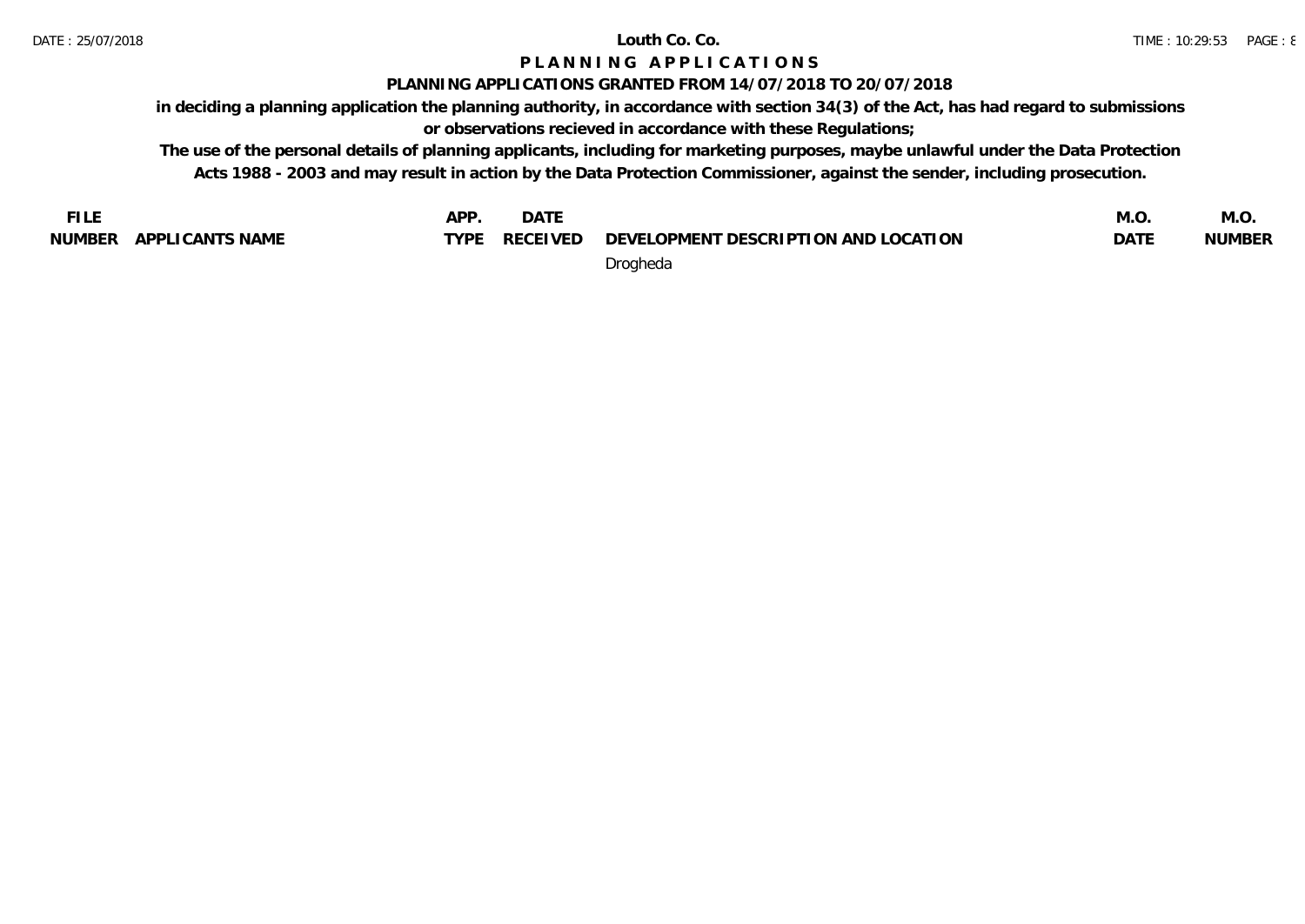# Louth Co. Co.

## PLANNING APPLICATIONS

### PLANNING APPLICATIONS GRANTED FROM 14/07/2018 TO 20/07/2018

**in deciding a planning application the planning authority, in accordance with section 34(3) of the Act, has had regard to submissions or observations recieved in accordance with these Regulations;**

**The use of the personal details of planning applicants, including for marketing purposes, maybe unlawful under the Data Protection Acts 1988 - 2003 and may result in action by the Data Protection Commissioner, against the sender, including prosecution.**

| FILE NUMBER | APPLICANTS NAME | APP. TYPE | DATE RECEIVED | DEVELOPMENT DESCRIPTION AND LOCATION | M.O. DATE | M.O. NUMBER |
|---|---|---|---|---|---|---|
| | | | | Drogheda | | |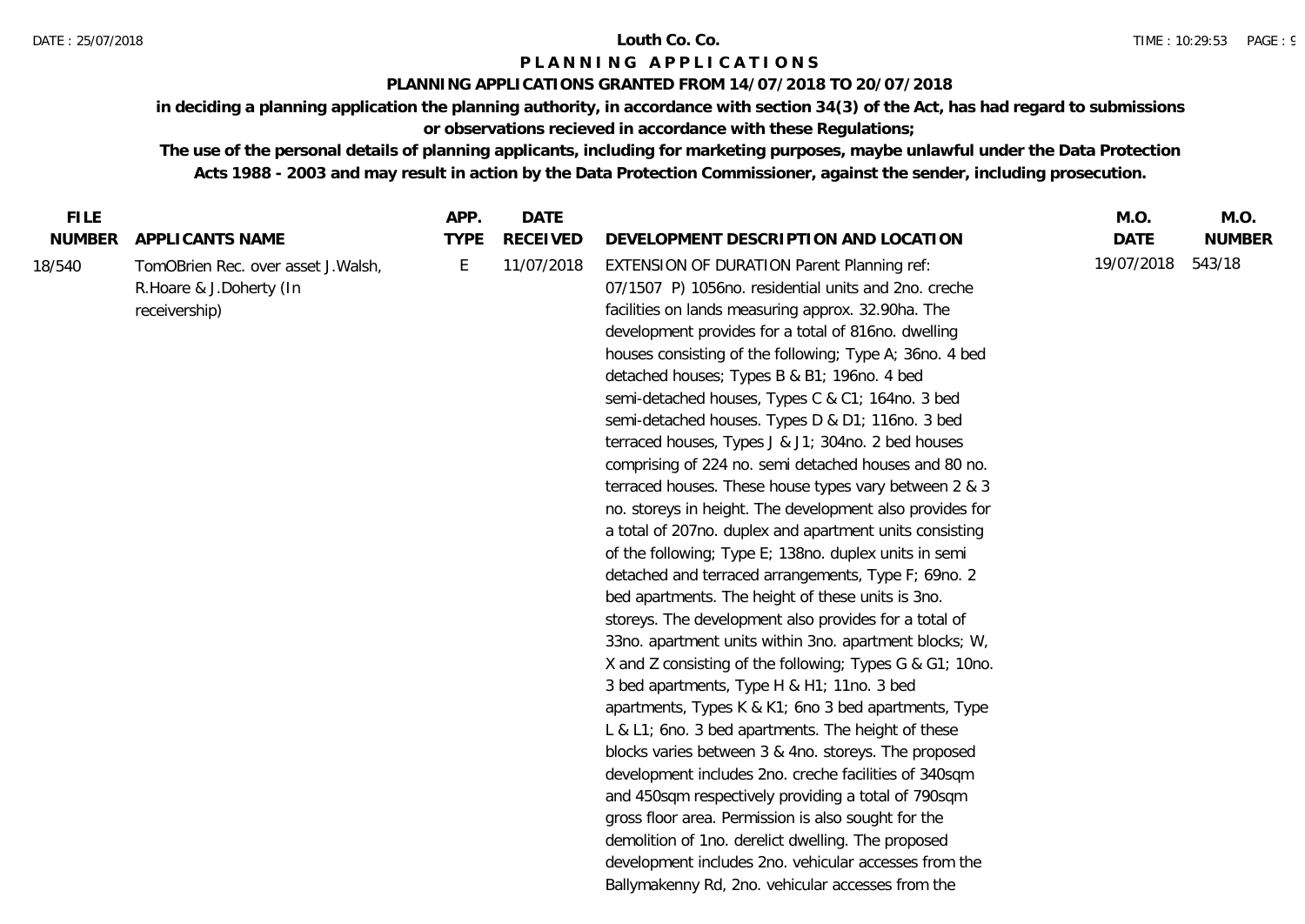**Louth Co. Co.**

**P L A N N I N G A P P L I C A T I O N S**

**PLANNING APPLICATIONS GRANTED FROM 14/07/2018 TO 20/07/2018**

**in deciding a planning application the planning authority, in accordance with section 34(3) of the Act, has had regard to submissions or observations recieved in accordance with these Regulations;**

**The use of the personal details of planning applicants, including for marketing purposes, maybe unlawful under the Data Protection Acts 1988 - 2003 and may result in action by the Data Protection Commissioner, against the sender, including prosecution.**

| FILE NUMBER | APPLICANTS NAME | APP. TYPE | DATE RECEIVED | DEVELOPMENT DESCRIPTION AND LOCATION | M.O. DATE | M.O. NUMBER |
|---|---|---|---|---|---|---|
| 18/540 | TomOBrien Rec. over asset J.Walsh, R.Hoare & J.Doherty (In receivership) | E | 11/07/2018 | EXTENSION OF DURATION Parent Planning ref: 07/1507 P) 1056no. residential units and 2no. creche facilities on lands measuring approx. 32.90ha. The development provides for a total of 816no. dwelling houses consisting of the following; Type A; 36no. 4 bed detached houses; Types B & B1; 196no. 4 bed semi-detached houses, Types C & C1; 164no. 3 bed semi-detached houses. Types D & D1; 116no. 3 bed terraced houses, Types J & J1; 304no. 2 bed houses comprising of 224 no. semi detached houses and 80 no. terraced houses. These house types vary between 2 & 3 no. storeys in height. The development also provides for a total of 207no. duplex and apartment units consisting of the following; Type E; 138no. duplex units in semi detached and terraced arrangements, Type F; 69no. 2 bed apartments. The height of these units is 3no. storeys. The development also provides for a total of 33no. apartment units within 3no. apartment blocks; W, X and Z consisting of the following; Types G & G1; 10no. 3 bed apartments, Type H & H1; 11no. 3 bed apartments, Types K & K1; 6no 3 bed apartments, Type L & L1; 6no. 3 bed apartments. The height of these blocks varies between 3 & 4no. storeys. The proposed development includes 2no. creche facilities of 340sqm and 450sqm respectively providing a total of 790sqm gross floor area. Permission is also sought for the demolition of 1no. derelict dwelling. The proposed development includes 2no. vehicular accesses from the Ballymakenny Rd, 2no. vehicular accesses from the | 19/07/2018 | 543/18 |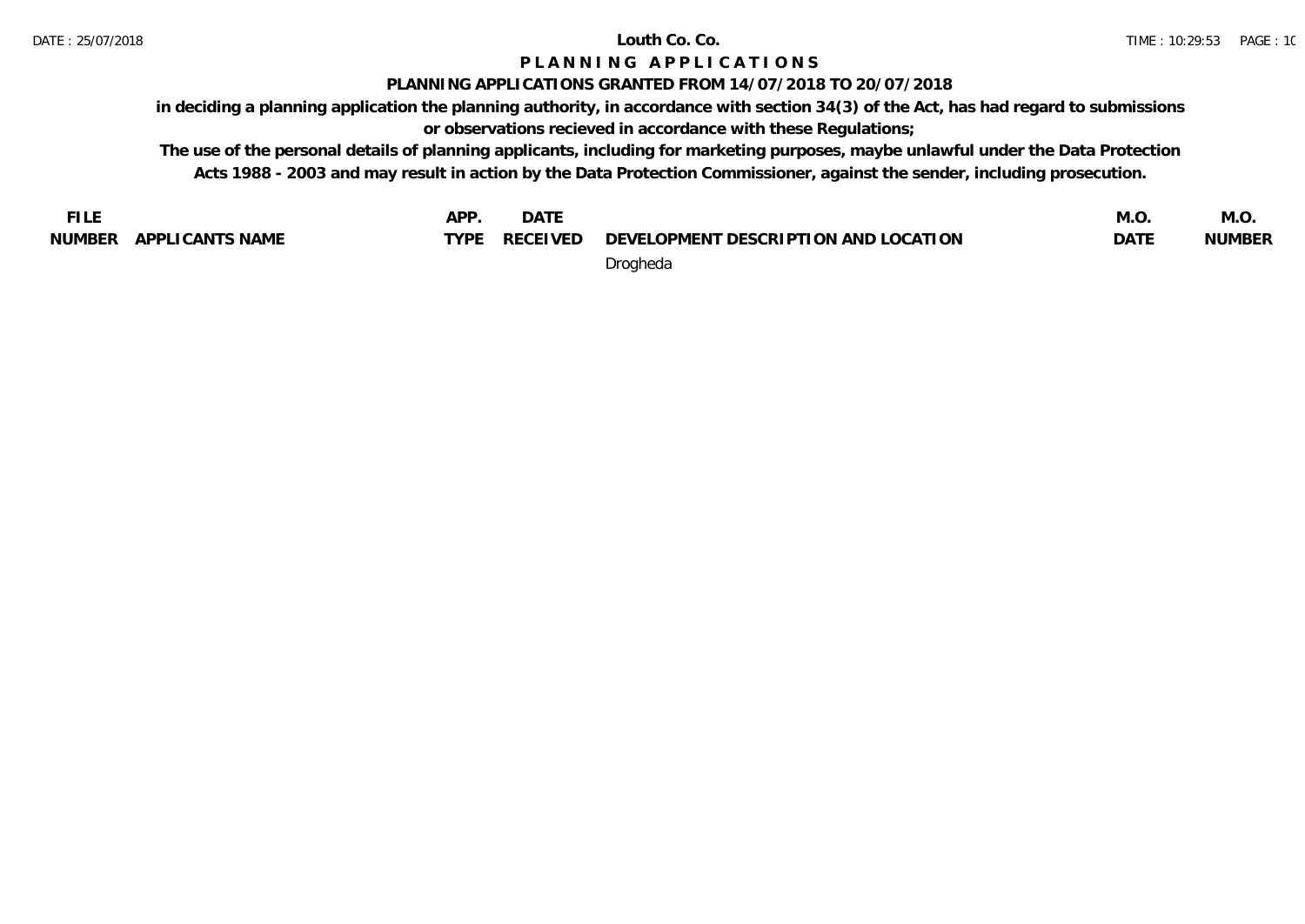# Louth Co. Co.

## PLANNING APPLICATIONS

### PLANNING APPLICATIONS GRANTED FROM 14/07/2018 TO 20/07/2018

**in deciding a planning application the planning authority, in accordance with section 34(3) of the Act, has had regard to submissions or observations recieved in accordance with these Regulations;**

**The use of the personal details of planning applicants, including for marketing purposes, maybe unlawful under the Data Protection Acts 1988 - 2003 and may result in action by the Data Protection Commissioner, against the sender, including prosecution.**

| FILE NUMBER | APPLICANTS NAME | APP. TYPE | DATE RECEIVED | DEVELOPMENT DESCRIPTION AND LOCATION | M.O. DATE | M.O. NUMBER |
|---|---|---|---|---|---|---|
| | | | | Drogheda | | |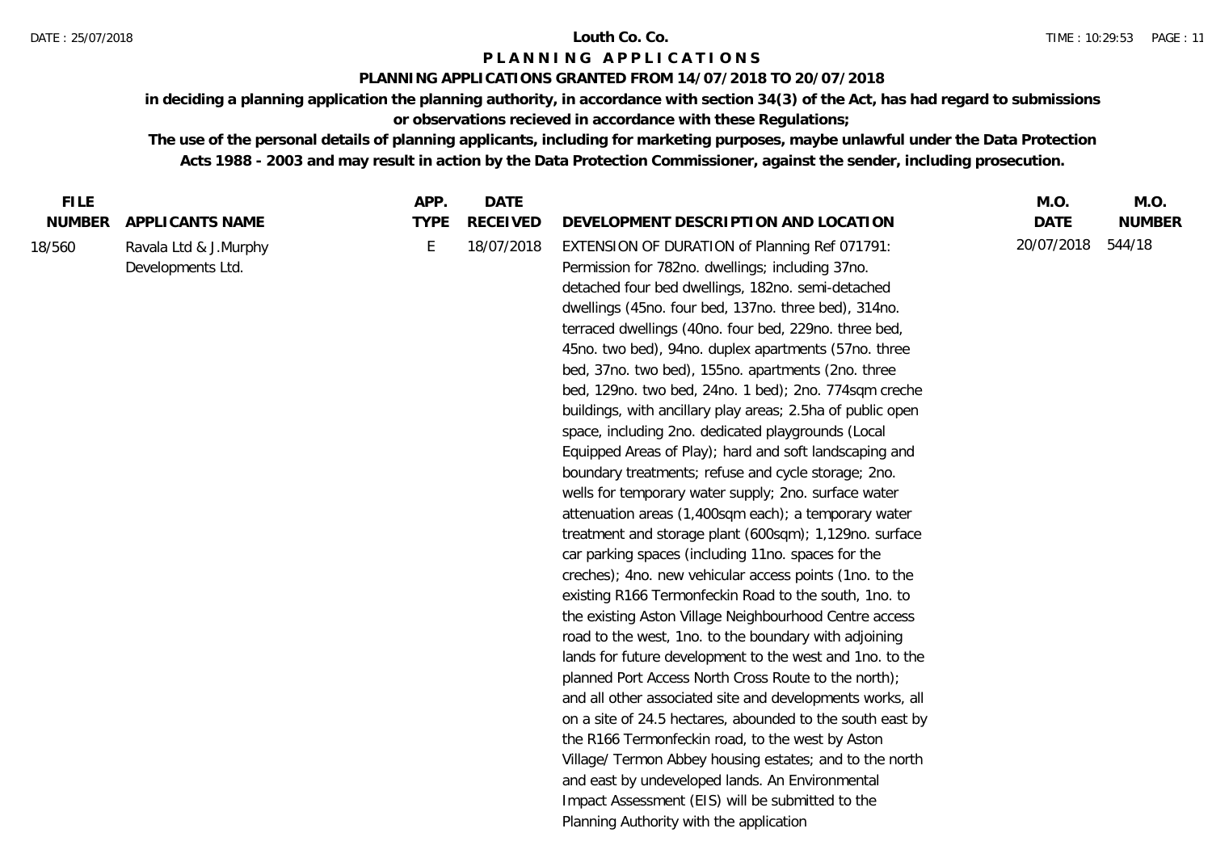# Louth Co. Co.

## PLANNING APPLICATIONS

### PLANNING APPLICATIONS GRANTED FROM 14/07/2018 TO 20/07/2018

**in deciding a planning application the planning authority, in accordance with section 34(3) of the Act, has had regard to submissions or observations recieved in accordance with these Regulations;**

**The use of the personal details of planning applicants, including for marketing purposes, maybe unlawful under the Data Protection Acts 1988 - 2003 and may result in action by the Data Protection Commissioner, against the sender, including prosecution.**

| FILE NUMBER | APPLICANTS NAME | APP. TYPE | DATE RECEIVED | DEVELOPMENT DESCRIPTION AND LOCATION | M.O. DATE | M.O. NUMBER |
|---|---|---|---|---|---|---|
| 18/560 | Ravala Ltd & J.Murphy Developments Ltd. | E | 18/07/2018 | EXTENSION OF DURATION of Planning Ref 071791: Permission for 782no. dwellings; including 37no. detached four bed dwellings, 182no. semi-detached dwellings (45no. four bed, 137no. three bed), 314no. terraced dwellings (40no. four bed, 229no. three bed, 45no. two bed), 94no. duplex apartments (57no. three bed, 37no. two bed), 155no. apartments (2no. three bed, 129no. two bed, 24no. 1 bed); 2no. 774sqm creche buildings, with ancillary play areas; 2.5ha of public open space, including 2no. dedicated playgrounds (Local Equipped Areas of Play); hard and soft landscaping and boundary treatments; refuse and cycle storage; 2no. wells for temporary water supply; 2no. surface water attenuation areas (1,400sqm each); a temporary water treatment and storage plant (600sqm); 1,129no. surface car parking spaces (including 11no. spaces for the creches); 4no. new vehicular access points (1no. to the existing R166 Termonfeckin Road to the south, 1no. to the existing Aston Village Neighbourhood Centre access road to the west, 1no. to the boundary with adjoining lands for future development to the west and 1no. to the planned Port Access North Cross Route to the north); and all other associated site and developments works, all on a site of 24.5 hectares, abounded to the south east by the R166 Termonfeckin road, to the west by Aston Village/ Termon Abbey housing estates; and to the north and east by undeveloped lands. An Environmental Impact Assessment (EIS) will be submitted to the Planning Authority with the application | 20/07/2018 | 544/18 |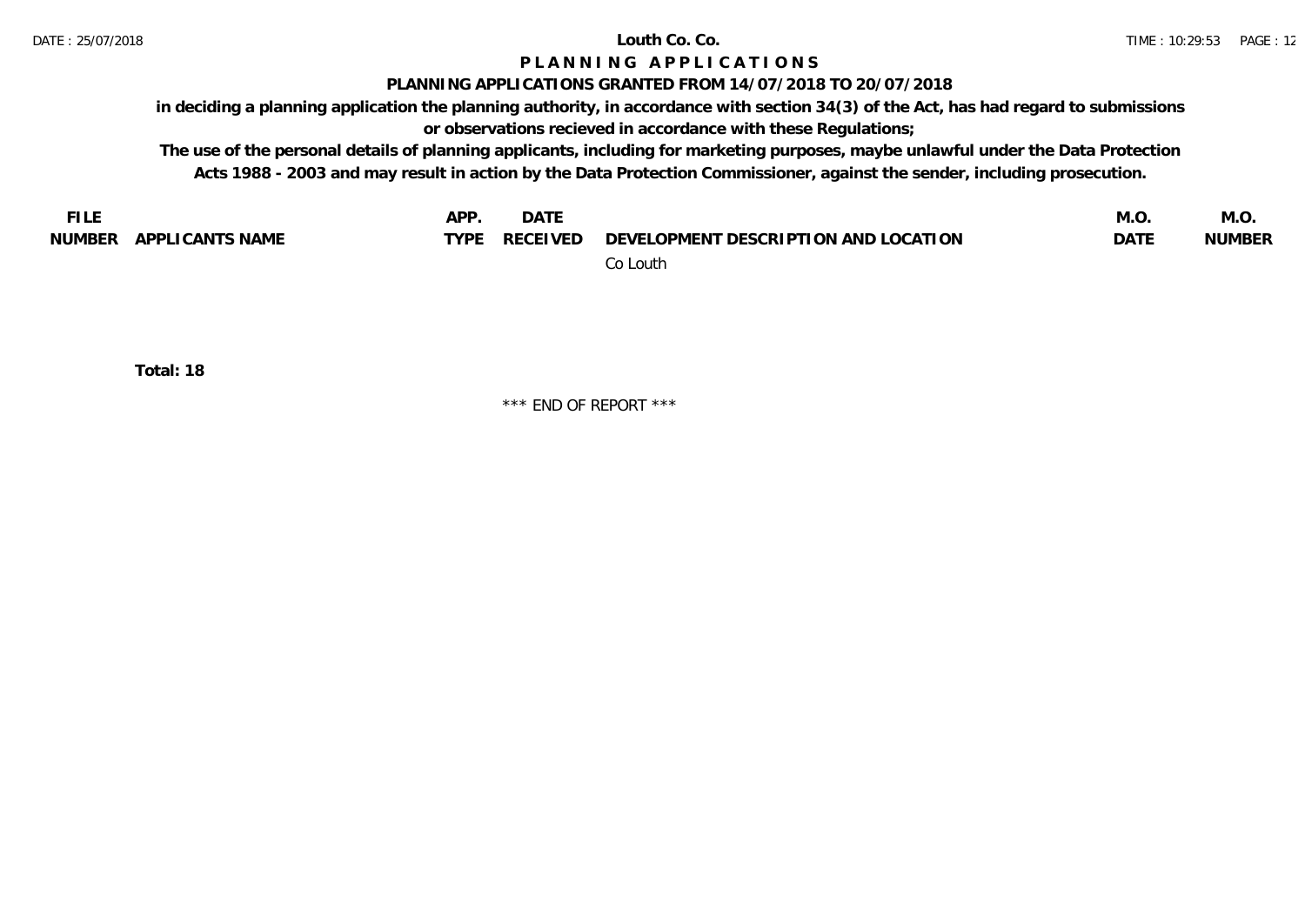# Louth Co. Co.

## P L A N N I N G   A P P L I C A T I O N S

### PLANNING APPLICATIONS GRANTED FROM 14/07/2018 TO 20/07/2018

**in deciding a planning application the planning authority, in accordance with section 34(3) of the Act, has had regard to submissions or observations recieved in accordance with these Regulations;**

**The use of the personal details of planning applicants, including for marketing purposes, maybe unlawful under the Data Protection Acts 1988 - 2003 and may result in action by the Data Protection Commissioner, against the sender, including prosecution.**

| FILE NUMBER | APPLICANTS NAME | APP. TYPE | DATE RECEIVED | DEVELOPMENT DESCRIPTION AND LOCATION | M.O. DATE | M.O. NUMBER |
|---|---|---|---|---|---|---|
| | | | | Co Louth | | |

**Total: 18**

\*\*\* END OF REPORT \*\*\*